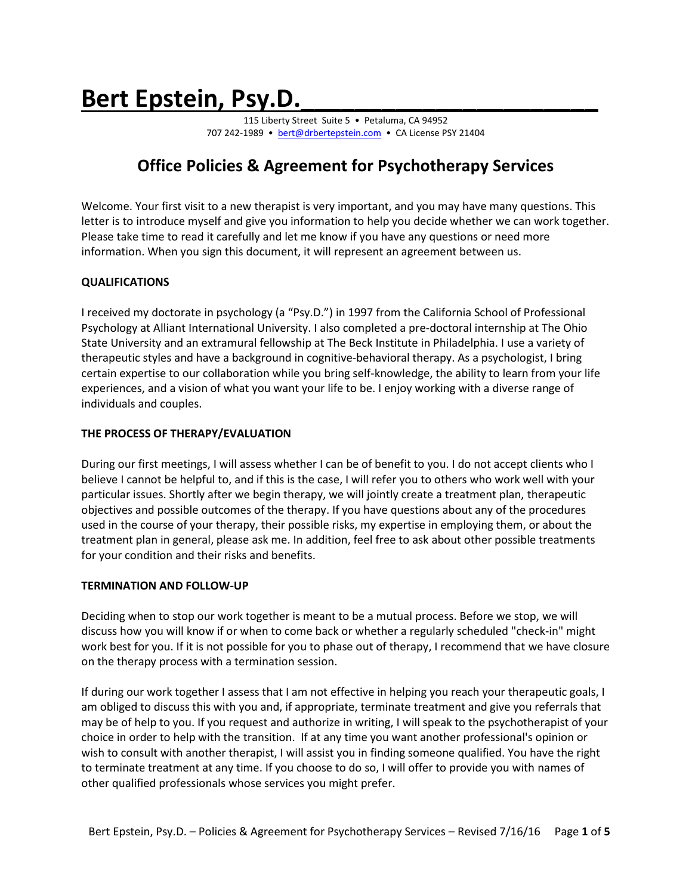# Bert Epstein, Psy.D.

115 Liberty Street Suite 5 • Petaluma, CA 94952
707 242-1989 • bert@drbertepstein.com • CA License PSY 21404

## Office Policies & Agreement for Psychotherapy Services

Welcome. Your first visit to a new therapist is very important, and you may have many questions. This letter is to introduce myself and give you information to help you decide whether we can work together. Please take time to read it carefully and let me know if you have any questions or need more information. When you sign this document, it will represent an agreement between us.

**QUALIFICATIONS**

I received my doctorate in psychology (a "Psy.D.") in 1997 from the California School of Professional Psychology at Alliant International University. I also completed a pre-doctoral internship at The Ohio State University and an extramural fellowship at The Beck Institute in Philadelphia. I use a variety of therapeutic styles and have a background in cognitive-behavioral therapy. As a psychologist, I bring certain expertise to our collaboration while you bring self-knowledge, the ability to learn from your life experiences, and a vision of what you want your life to be. I enjoy working with a diverse range of individuals and couples.

**THE PROCESS OF THERAPY/EVALUATION**

During our first meetings, I will assess whether I can be of benefit to you. I do not accept clients who I believe I cannot be helpful to, and if this is the case, I will refer you to others who work well with your particular issues. Shortly after we begin therapy, we will jointly create a treatment plan, therapeutic objectives and possible outcomes of the therapy. If you have questions about any of the procedures used in the course of your therapy, their possible risks, my expertise in employing them, or about the treatment plan in general, please ask me. In addition, feel free to ask about other possible treatments for your condition and their risks and benefits.

**TERMINATION AND FOLLOW-UP**

Deciding when to stop our work together is meant to be a mutual process. Before we stop, we will discuss how you will know if or when to come back or whether a regularly scheduled "check-in" might work best for you. If it is not possible for you to phase out of therapy, I recommend that we have closure on the therapy process with a termination session.

If during our work together I assess that I am not effective in helping you reach your therapeutic goals, I am obliged to discuss this with you and, if appropriate, terminate treatment and give you referrals that may be of help to you. If you request and authorize in writing, I will speak to the psychotherapist of your choice in order to help with the transition. If at any time you want another professional's opinion or wish to consult with another therapist, I will assist you in finding someone qualified. You have the right to terminate treatment at any time. If you choose to do so, I will offer to provide you with names of other qualified professionals whose services you might prefer.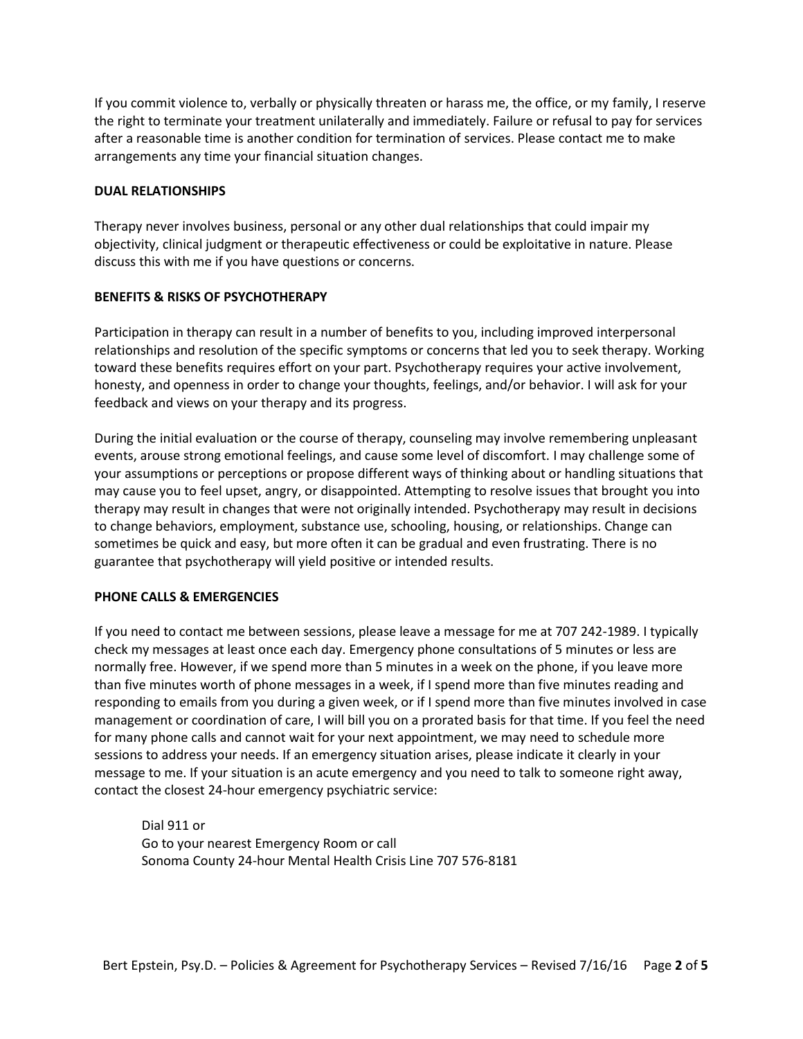If you commit violence to, verbally or physically threaten or harass me, the office, or my family, I reserve the right to terminate your treatment unilaterally and immediately. Failure or refusal to pay for services after a reasonable time is another condition for termination of services. Please contact me to make arrangements any time your financial situation changes.

**DUAL RELATIONSHIPS**

Therapy never involves business, personal or any other dual relationships that could impair my objectivity, clinical judgment or therapeutic effectiveness or could be exploitative in nature. Please discuss this with me if you have questions or concerns.

**BENEFITS & RISKS OF PSYCHOTHERAPY**

Participation in therapy can result in a number of benefits to you, including improved interpersonal relationships and resolution of the specific symptoms or concerns that led you to seek therapy. Working toward these benefits requires effort on your part. Psychotherapy requires your active involvement, honesty, and openness in order to change your thoughts, feelings, and/or behavior. I will ask for your feedback and views on your therapy and its progress.

During the initial evaluation or the course of therapy, counseling may involve remembering unpleasant events, arouse strong emotional feelings, and cause some level of discomfort. I may challenge some of your assumptions or perceptions or propose different ways of thinking about or handling situations that may cause you to feel upset, angry, or disappointed. Attempting to resolve issues that brought you into therapy may result in changes that were not originally intended. Psychotherapy may result in decisions to change behaviors, employment, substance use, schooling, housing, or relationships. Change can sometimes be quick and easy, but more often it can be gradual and even frustrating. There is no guarantee that psychotherapy will yield positive or intended results.

**PHONE CALLS & EMERGENCIES**

If you need to contact me between sessions, please leave a message for me at 707 242-1989. I typically check my messages at least once each day. Emergency phone consultations of 5 minutes or less are normally free. However, if we spend more than 5 minutes in a week on the phone, if you leave more than five minutes worth of phone messages in a week, if I spend more than five minutes reading and responding to emails from you during a given week, or if I spend more than five minutes involved in case management or coordination of care, I will bill you on a prorated basis for that time. If you feel the need for many phone calls and cannot wait for your next appointment, we may need to schedule more sessions to address your needs. If an emergency situation arises, please indicate it clearly in your message to me. If your situation is an acute emergency and you need to talk to someone right away, contact the closest 24-hour emergency psychiatric service:

Dial 911 or
Go to your nearest Emergency Room or call
Sonoma County 24-hour Mental Health Crisis Line 707 576-8181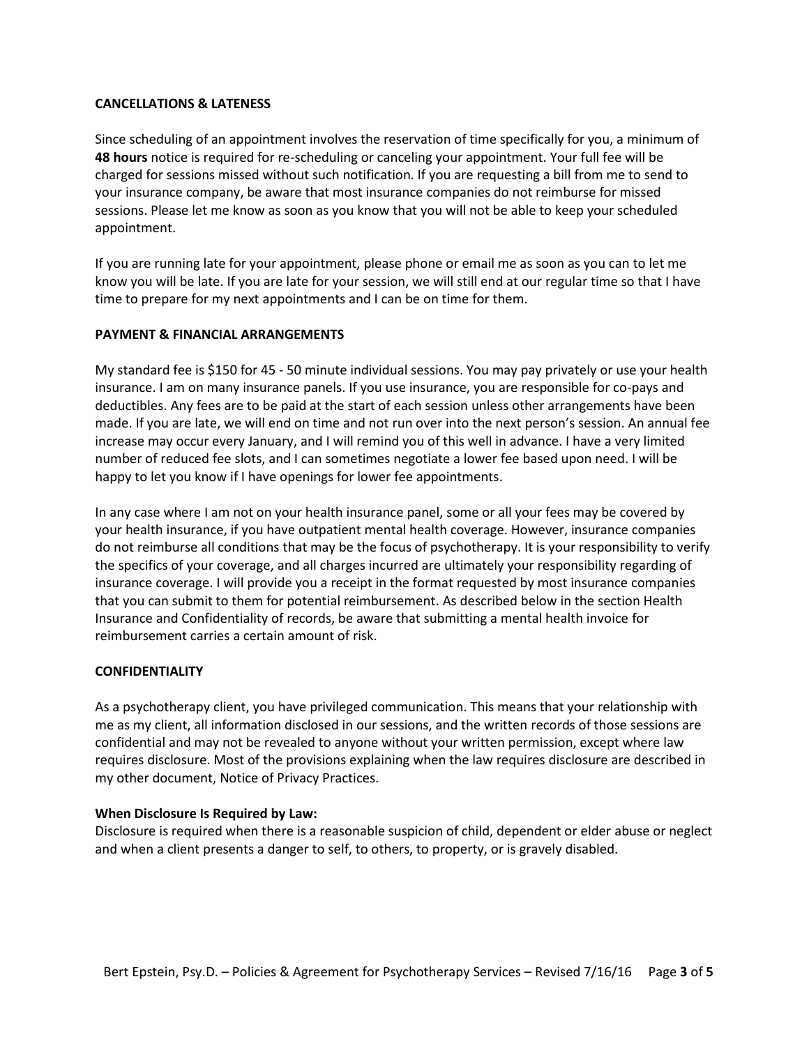## CANCELLATIONS & LATENESS

Since scheduling of an appointment involves the reservation of time specifically for you, a minimum of **48 hours** notice is required for re-scheduling or canceling your appointment. Your full fee will be charged for sessions missed without such notification. If you are requesting a bill from me to send to your insurance company, be aware that most insurance companies do not reimburse for missed sessions. Please let me know as soon as you know that you will not be able to keep your scheduled appointment.

If you are running late for your appointment, please phone or email me as soon as you can to let me know you will be late. If you are late for your session, we will still end at our regular time so that I have time to prepare for my next appointments and I can be on time for them.

## PAYMENT & FINANCIAL ARRANGEMENTS

My standard fee is $150 for 45 - 50 minute individual sessions. You may pay privately or use your health insurance. I am on many insurance panels. If you use insurance, you are responsible for co-pays and deductibles. Any fees are to be paid at the start of each session unless other arrangements have been made. If you are late, we will end on time and not run over into the next person's session. An annual fee increase may occur every January, and I will remind you of this well in advance. I have a very limited number of reduced fee slots, and I can sometimes negotiate a lower fee based upon need. I will be happy to let you know if I have openings for lower fee appointments.

In any case where I am not on your health insurance panel, some or all your fees may be covered by your health insurance, if you have outpatient mental health coverage. However, insurance companies do not reimburse all conditions that may be the focus of psychotherapy. It is your responsibility to verify the specifics of your coverage, and all charges incurred are ultimately your responsibility regarding of insurance coverage. I will provide you a receipt in the format requested by most insurance companies that you can submit to them for potential reimbursement. As described below in the section Health Insurance and Confidentiality of records, be aware that submitting a mental health invoice for reimbursement carries a certain amount of risk.

## CONFIDENTIALITY

As a psychotherapy client, you have privileged communication. This means that your relationship with me as my client, all information disclosed in our sessions, and the written records of those sessions are confidential and may not be revealed to anyone without your written permission, except where law requires disclosure. Most of the provisions explaining when the law requires disclosure are described in my other document, Notice of Privacy Practices.

### When Disclosure Is Required by Law:

Disclosure is required when there is a reasonable suspicion of child, dependent or elder abuse or neglect and when a client presents a danger to self, to others, to property, or is gravely disabled.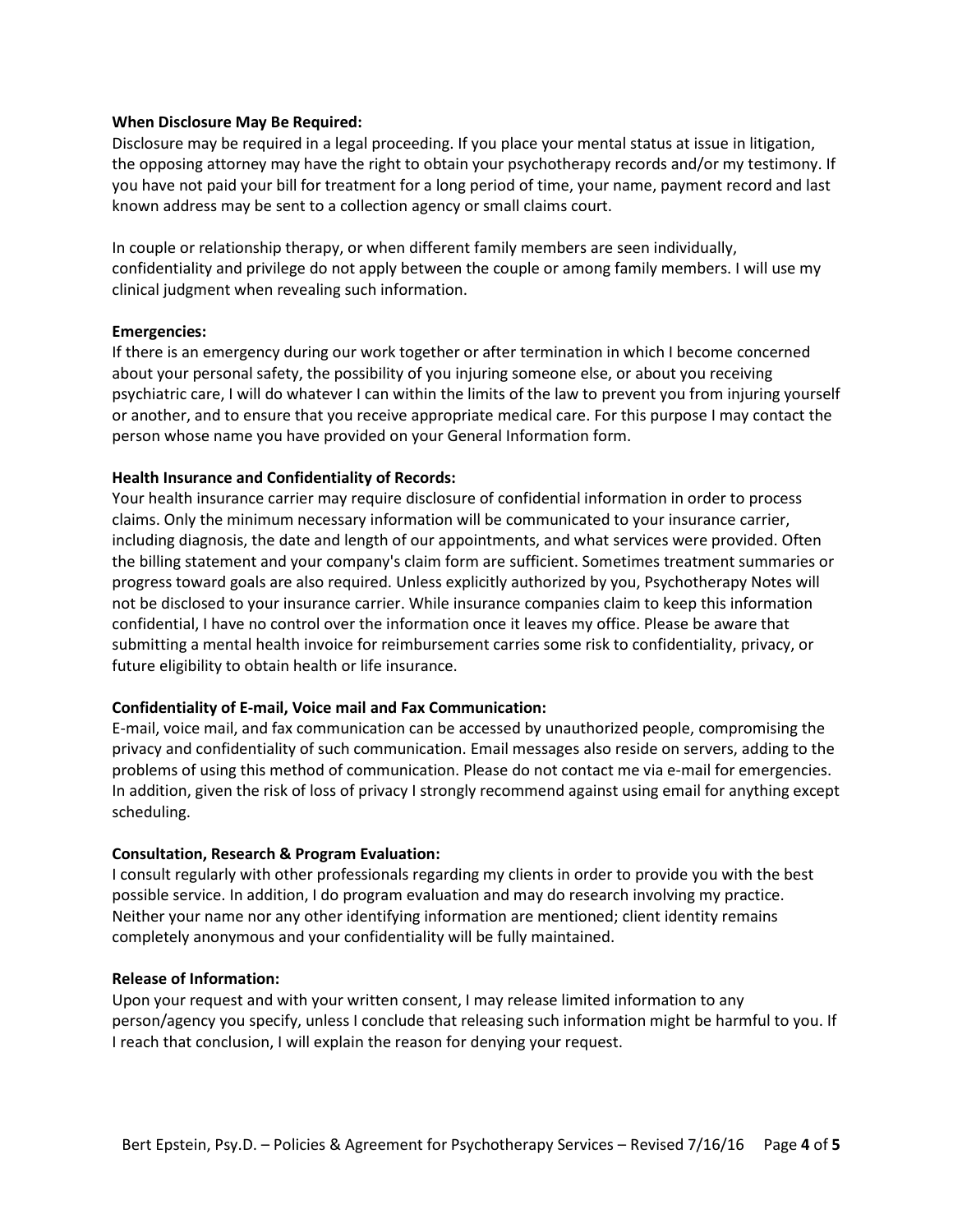**When Disclosure May Be Required:**
Disclosure may be required in a legal proceeding. If you place your mental status at issue in litigation, the opposing attorney may have the right to obtain your psychotherapy records and/or my testimony. If you have not paid your bill for treatment for a long period of time, your name, payment record and last known address may be sent to a collection agency or small claims court.

In couple or relationship therapy, or when different family members are seen individually, confidentiality and privilege do not apply between the couple or among family members. I will use my clinical judgment when revealing such information.

**Emergencies:**
If there is an emergency during our work together or after termination in which I become concerned about your personal safety, the possibility of you injuring someone else, or about you receiving psychiatric care, I will do whatever I can within the limits of the law to prevent you from injuring yourself or another, and to ensure that you receive appropriate medical care. For this purpose I may contact the person whose name you have provided on your General Information form.

**Health Insurance and Confidentiality of Records:**
Your health insurance carrier may require disclosure of confidential information in order to process claims. Only the minimum necessary information will be communicated to your insurance carrier, including diagnosis, the date and length of our appointments, and what services were provided. Often the billing statement and your company's claim form are sufficient. Sometimes treatment summaries or progress toward goals are also required. Unless explicitly authorized by you, Psychotherapy Notes will not be disclosed to your insurance carrier. While insurance companies claim to keep this information confidential, I have no control over the information once it leaves my office. Please be aware that submitting a mental health invoice for reimbursement carries some risk to confidentiality, privacy, or future eligibility to obtain health or life insurance.

**Confidentiality of E-mail, Voice mail and Fax Communication:**
E-mail, voice mail, and fax communication can be accessed by unauthorized people, compromising the privacy and confidentiality of such communication. Email messages also reside on servers, adding to the problems of using this method of communication. Please do not contact me via e-mail for emergencies. In addition, given the risk of loss of privacy I strongly recommend against using email for anything except scheduling.

**Consultation, Research & Program Evaluation:**
I consult regularly with other professionals regarding my clients in order to provide you with the best possible service. In addition, I do program evaluation and may do research involving my practice. Neither your name nor any other identifying information are mentioned; client identity remains completely anonymous and your confidentiality will be fully maintained.

**Release of Information:**
Upon your request and with your written consent, I may release limited information to any person/agency you specify, unless I conclude that releasing such information might be harmful to you. If I reach that conclusion, I will explain the reason for denying your request.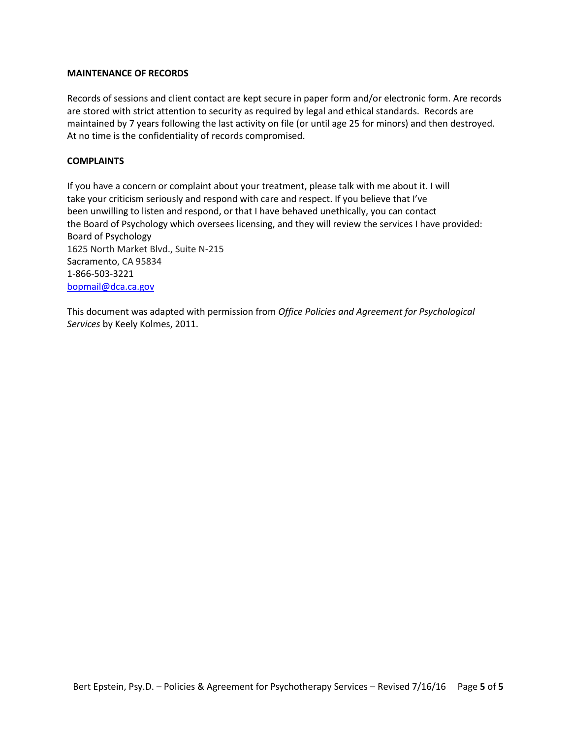**MAINTENANCE OF RECORDS**

Records of sessions and client contact are kept secure in paper form and/or electronic form. Are records are stored with strict attention to security as required by legal and ethical standards. Records are maintained by 7 years following the last activity on file (or until age 25 for minors) and then destroyed. At no time is the confidentiality of records compromised.

**COMPLAINTS**

If you have a concern or complaint about your treatment, please talk with me about it. I will take your criticism seriously and respond with care and respect. If you believe that I've been unwilling to listen and respond, or that I have behaved unethically, you can contact the Board of Psychology which oversees licensing, and they will review the services I have provided:
Board of Psychology
1625 North Market Blvd., Suite N-215
Sacramento, CA 95834
1-866-503-3221
bopmail@dca.ca.gov

This document was adapted with permission from *Office Policies and Agreement for Psychological Services* by Keely Kolmes, 2011.